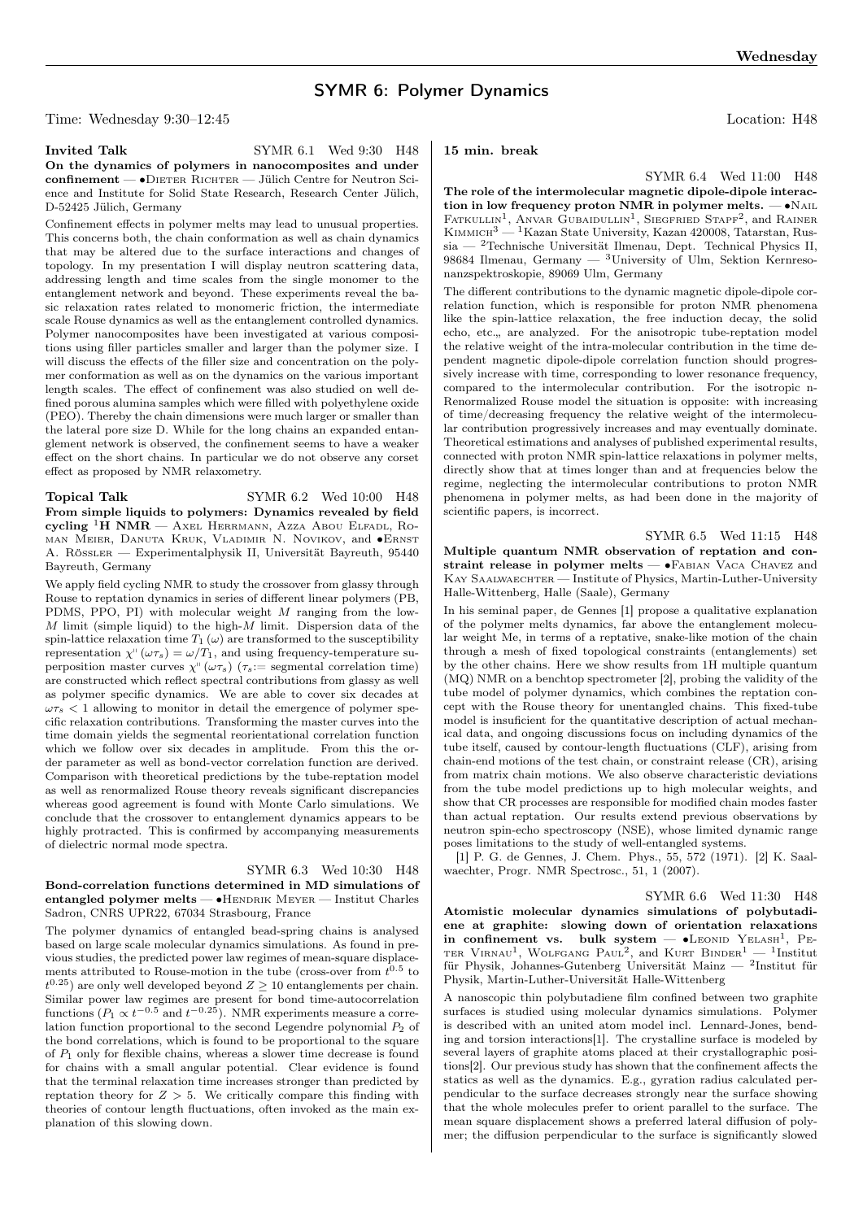# SYMR 6: Polymer Dynamics

Time: Wednesday 9:30–12:45 Location: H48

**Invited Talk** SYMR 6.1 Wed 9:30 H48

**On the dynamics of polymers in nanocomposites and under confinement** — •Dieter Richter — Jülich Centre for Neutron Science and Institute for Solid State Research, Research Center Jülich, D-52425 Jülich, Germany

Confinement effects in polymer melts may lead to unusual properties. This concerns both, the chain conformation as well as chain dynamics that may be altered due to the surface interactions and changes of topology. In my presentation I will display neutron scattering data, addressing length and time scales from the single monomer to the entanglement network and beyond. These experiments reveal the basic relaxation rates related to monomeric friction, the intermediate scale Rouse dynamics as well as the entanglement controlled dynamics. Polymer nanocomposites have been investigated at various compositions using filler particles smaller and larger than the polymer size. I will discuss the effects of the filler size and concentration on the polymer conformation as well as on the dynamics on the various important length scales. The effect of confinement was also studied on well defined porous alumina samples which were filled with polyethylene oxide (PEO). Thereby the chain dimensions were much larger or smaller than the lateral pore size D. While for the long chains an expanded entanglement network is observed, the confinement seems to have a weaker effect on the short chains. In particular we do not observe any corset effect as proposed by NMR relaxometry.

**Topical Talk** SYMR 6.2 Wed 10:00 H48

**From simple liquids to polymers: Dynamics revealed by field cycling $^1$H NMR** — Axel Herrmann, Azza Abou Elfadl, Roman Meier, Danuta Kruk, Vladimir N. Novikov, and •Ernst A. Rössler — Experimentalphysik II, Universität Bayreuth, 95440 Bayreuth, Germany

We apply field cycling NMR to study the crossover from glassy through Rouse to reptation dynamics in series of different linear polymers (PB, PDMS, PPO, PI) with molecular weight $M$ ranging from the low-$M$ limit (simple liquid) to the high-$M$ limit. Dispersion data of the spin-lattice relaxation time $T_1(\omega)$ are transformed to the susceptibility representation $\chi''(\omega\tau_s) = \omega/T_1$, and using frequency-temperature superposition master curves $\chi''(\omega\tau_s)$ ($\tau_s$:= segmental correlation time) are constructed which reflect spectral contributions from glassy as well as polymer specific dynamics. We are able to cover six decades at $\omega\tau_s < 1$ allowing to monitor in detail the emergence of polymer specific relaxation contributions. Transforming the master curves into the time domain yields the segmental reorientational correlation function which we follow over six decades in amplitude. From this the order parameter as well as bond-vector correlation function are derived. Comparison with theoretical predictions by the tube-reptation model as well as renormalized Rouse theory reveals significant discrepancies whereas good agreement is found with Monte Carlo simulations. We conclude that the crossover to entanglement dynamics appears to be highly protracted. This is confirmed by accompanying measurements of dielectric normal mode spectra.

SYMR 6.3 Wed 10:30 H48

**Bond-correlation functions determined in MD simulations of entangled polymer melts** — •Hendrik Meyer — Institut Charles Sadron, CNRS UPR22, 67034 Strasbourg, France

The polymer dynamics of entangled bead-spring chains is analysed based on large scale molecular dynamics simulations. As found in previous studies, the predicted power law regimes of mean-square displacements attributed to Rouse-motion in the tube (cross-over from $t^{0.5}$ to $t^{0.25}$) are only well developed beyond $Z \geq 10$ entanglements per chain. Similar power law regimes are present for bond time-autocorrelation functions ($P_1 \propto t^{-0.5}$ and $t^{-0.25}$). NMR experiments measure a correlation function proportional to the second Legendre polynomial $P_2$ of the bond correlations, which is found to be proportional to the square of $P_1$ only for flexible chains, whereas a slower time decrease is found for chains with a small angular potential. Clear evidence is found that the terminal relaxation time increases stronger than predicted by reptation theory for $Z > 5$. We critically compare this finding with theories of contour length fluctuations, often invoked as the main explanation of this slowing down.

**15 min. break**

SYMR 6.4 Wed 11:00 H48

**The role of the intermolecular magnetic dipole-dipole interaction in low frequency proton NMR in polymer melts.** — •Nail Fatkullin[1], Anvar Gubaidullin[1], Siegfried Stapf[2], and Rainer Kimmich[3] — [1]Kazan State University, Kazan 420008, Tatarstan, Russia — [2]Technische Universität Ilmenau, Dept. Technical Physics II, 98684 Ilmenau, Germany — [3]University of Ulm, Sektion Kernresonanzspektroskopie, 89069 Ulm, Germany

The different contributions to the dynamic magnetic dipole-dipole correlation function, which is responsible for proton NMR phenomena like the spin-lattice relaxation, the free induction decay, the solid echo, etc.„ are analyzed. For the anisotropic tube-reptation model the relative weight of the intra-molecular contribution in the time dependent magnetic dipole-dipole correlation function should progressively increase with time, corresponding to lower resonance frequency, compared to the intermolecular contribution. For the isotropic n-Renormalized Rouse model the situation is opposite: with increasing of time/decreasing frequency the relative weight of the intermolecular contribution progressively increases and may eventually dominate. Theoretical estimations and analyses of published experimental results, connected with proton NMR spin-lattice relaxations in polymer melts, directly show that at times longer than and at frequencies below the regime, neglecting the intermolecular contributions to proton NMR phenomena in polymer melts, as had been done in the majority of scientific papers, is incorrect.

SYMR 6.5 Wed 11:15 H48

**Multiple quantum NMR observation of reptation and constraint release in polymer melts** — •Fabian Vaca Chavez and Kay Saalwaechter — Institute of Physics, Martin-Luther-University Halle-Wittenberg, Halle (Saale), Germany

In his seminal paper, de Gennes [1] propose a qualitative explanation of the polymer melts dynamics, far above the entanglement molecular weight Me, in terms of a reptative, snake-like motion of the chain through a mesh of fixed topological constraints (entanglements) set by the other chains. Here we show results from 1H multiple quantum (MQ) NMR on a benchtop spectrometer [2], probing the validity of the tube model of polymer dynamics, which combines the reptation concept with the Rouse theory for unentangled chains. This fixed-tube model is insuficient for the quantitative description of actual mechanical data, and ongoing discussions focus on including dynamics of the tube itself, caused by contour-length fluctuations (CLF), arising from chain-end motions of the test chain, or constraint release (CR), arising from matrix chain motions. We also observe characteristic deviations from the tube model predictions up to high molecular weights, and show that CR processes are responsible for modified chain modes faster than actual reptation. Our results extend previous observations by neutron spin-echo spectroscopy (NSE), whose limited dynamic range poses limitations to the study of well-entangled systems.

[1] P. G. de Gennes, J. Chem. Phys., 55, 572 (1971). [2] K. Saalwaechter, Progr. NMR Spectrosc., 51, 1 (2007).

SYMR 6.6 Wed 11:30 H48

**Atomistic molecular dynamics simulations of polybutadiene at graphite: slowing down of orientation relaxations in confinement vs. bulk system** — •Leonid Yelash[1], Peter Virnau[1], Wolfgang Paul[2], and Kurt Binder[1] — [1]Institut für Physik, Johannes-Gutenberg Universität Mainz — [2]Institut für Physik, Martin-Luther-Universität Halle-Wittenberg

A nanoscopic thin polybutadiene film confined between two graphite surfaces is studied using molecular dynamics simulations. Polymer is described with an united atom model incl. Lennard-Jones, bending and torsion interactions[1]. The crystalline surface is modeled by several layers of graphite atoms placed at their crystallographic positions[2]. Our previous study has shown that the confinement affects the statics as well as the dynamics. E.g., gyration radius calculated perpendicular to the surface decreases strongly near the surface showing that the whole molecules prefer to orient parallel to the surface. The mean square displacement shows a preferred lateral diffusion of polymer; the diffusion perpendicular to the surface is significantly slowed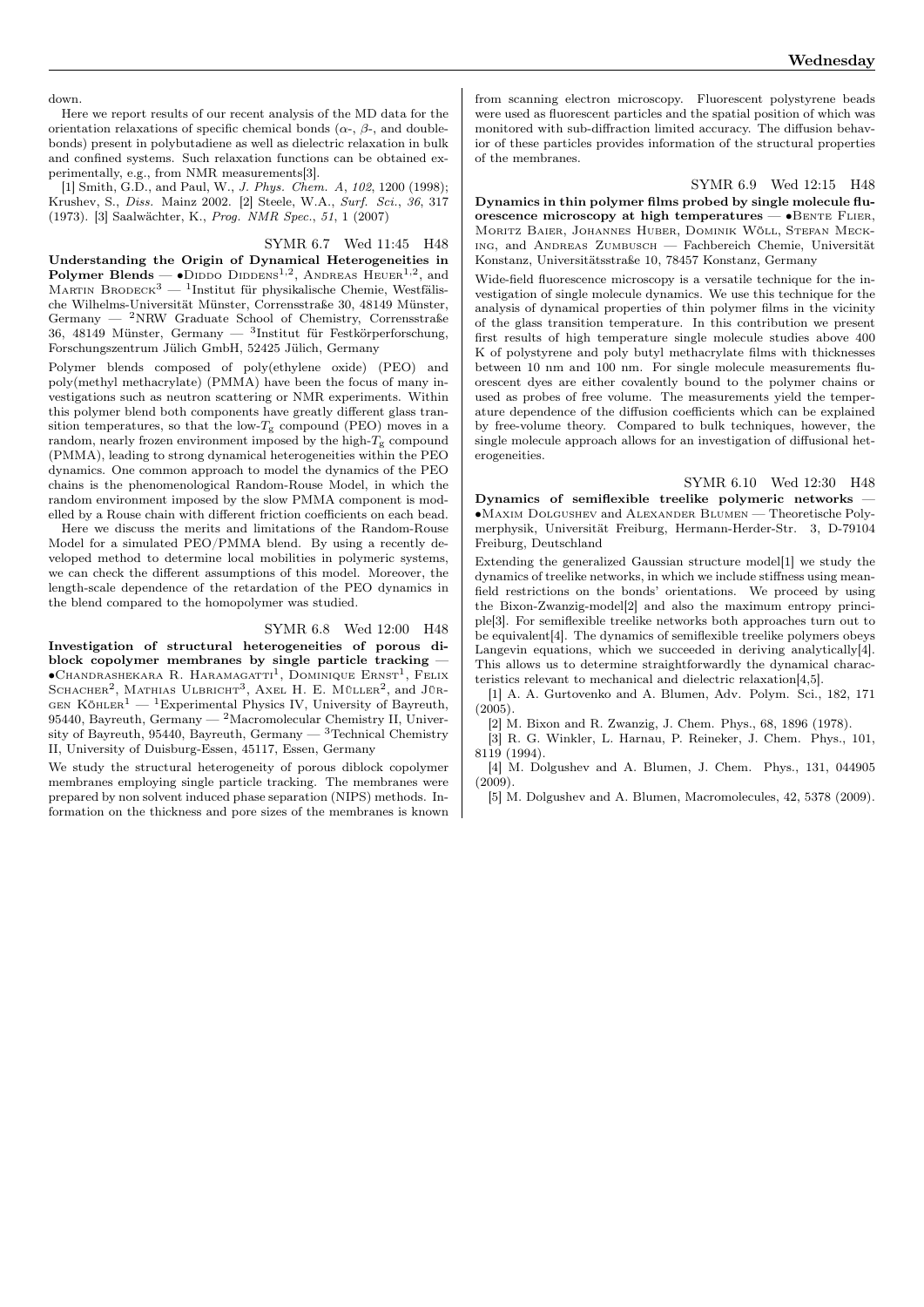down.

Here we report results of our recent analysis of the MD data for the orientation relaxations of specific chemical bonds ($\alpha$-, $\beta$-, and double-bonds) present in polybutadiene as well as dielectric relaxation in bulk and confined systems. Such relaxation functions can be obtained experimentally, e.g., from NMR measurements[3].

[1] Smith, G.D., and Paul, W., *J. Phys. Chem. A*, *102*, 1200 (1998); Krushev, S., *Diss.* Mainz 2002. [2] Steele, W.A., *Surf. Sci.*, *36*, 317 (1973). [3] Saalwächter, K., *Prog. NMR Spec.*, *51*, 1 (2007)

SYMR 6.7 Wed 11:45 H48

**Understanding the Origin of Dynamical Heterogeneities in Polymer Blends** — •Diddo Diddens[1,2], Andreas Heuer[1,2], and Martin Brodeck[3] — [1]Institut für physikalische Chemie, Westfälische Wilhelms-Universität Münster, Corrensstraße 30, 48149 Münster, Germany — [2]NRW Graduate School of Chemistry, Corrensstraße 36, 48149 Münster, Germany — [3]Institut für Festkörperforschung, Forschungszentrum Jülich GmbH, 52425 Jülich, Germany

Polymer blends composed of poly(ethylene oxide) (PEO) and poly(methyl methacrylate) (PMMA) have been the focus of many investigations such as neutron scattering or NMR experiments. Within this polymer blend both components have greatly different glass transition temperatures, so that the low-$T_g$ compound (PEO) moves in a random, nearly frozen environment imposed by the high-$T_g$ compound (PMMA), leading to strong dynamical heterogeneities within the PEO dynamics. One common approach to model the dynamics of the PEO chains is the phenomenological Random-Rouse Model, in which the random environment imposed by the slow PMMA component is modelled by a Rouse chain with different friction coefficients on each bead.

Here we discuss the merits and limitations of the Random-Rouse Model for a simulated PEO/PMMA blend. By using a recently developed method to determine local mobilities in polymeric systems, we can check the different assumptions of this model. Moreover, the length-scale dependence of the retardation of the PEO dynamics in the blend compared to the homopolymer was studied.

SYMR 6.8 Wed 12:00 H48

**Investigation of structural heterogeneities of porous diblock copolymer membranes by single particle tracking** — •Chandrashekara R. Haramagatti[1], Dominique Ernst[1], Felix Schacher[2], Mathias Ulbricht[3], Axel H. E. Müller[2], and Jürgen Köhler[1] — [1]Experimental Physics IV, University of Bayreuth, 95440, Bayreuth, Germany — [2]Macromolecular Chemistry II, University of Bayreuth, 95440, Bayreuth, Germany — [3]Technical Chemistry II, University of Duisburg-Essen, 45117, Essen, Germany

We study the structural heterogeneity of porous diblock copolymer membranes employing single particle tracking. The membranes were prepared by non solvent induced phase separation (NIPS) methods. Information on the thickness and pore sizes of the membranes is known from scanning electron microscopy. Fluorescent polystyrene beads were used as fluorescent particles and the spatial position of which was monitored with sub-diffraction limited accuracy. The diffusion behavior of these particles provides information of the structural properties of the membranes.

SYMR 6.9 Wed 12:15 H48

**Dynamics in thin polymer films probed by single molecule fluorescence microscopy at high temperatures** — •Bente Flier, Moritz Baier, Johannes Huber, Dominik Wöll, Stefan Mecking, and Andreas Zumbusch — Fachbereich Chemie, Universität Konstanz, Universitätsstraße 10, 78457 Konstanz, Germany

Wide-field fluorescence microscopy is a versatile technique for the investigation of single molecule dynamics. We use this technique for the analysis of dynamical properties of thin polymer films in the vicinity of the glass transition temperature. In this contribution we present first results of high temperature single molecule studies above 400 K of polystyrene and poly butyl methacrylate films with thicknesses between 10 nm and 100 nm. For single molecule measurements fluorescent dyes are either covalently bound to the polymer chains or used as probes of free volume. The measurements yield the temperature dependence of the diffusion coefficients which can be explained by free-volume theory. Compared to bulk techniques, however, the single molecule approach allows for an investigation of diffusional heterogeneities.

SYMR 6.10 Wed 12:30 H48

**Dynamics of semiflexible treelike polymeric networks** — •Maxim Dolgushev and Alexander Blumen — Theoretische Polymerphysik, Universität Freiburg, Hermann-Herder-Str. 3, D-79104 Freiburg, Deutschland

Extending the generalized Gaussian structure model[1] we study the dynamics of treelike networks, in which we include stiffness using mean-field restrictions on the bonds' orientations. We proceed by using the Bixon-Zwanzig-model[2] and also the maximum entropy principle[3]. For semiflexible treelike networks both approaches turn out to be equivalent[4]. The dynamics of semiflexible treelike polymers obeys Langevin equations, which we succeeded in deriving analytically[4]. This allows us to determine straightforwardly the dynamical characteristics relevant to mechanical and dielectric relaxation[4,5].

[1] A. A. Gurtovenko and A. Blumen, Adv. Polym. Sci., 182, 171 (2005).

[2] M. Bixon and R. Zwanzig, J. Chem. Phys., 68, 1896 (1978).

[3] R. G. Winkler, L. Harnau, P. Reineker, J. Chem. Phys., 101, 8119 (1994).

[4] M. Dolgushev and A. Blumen, J. Chem. Phys., 131, 044905 (2009).

[5] M. Dolgushev and A. Blumen, Macromolecules, 42, 5378 (2009).